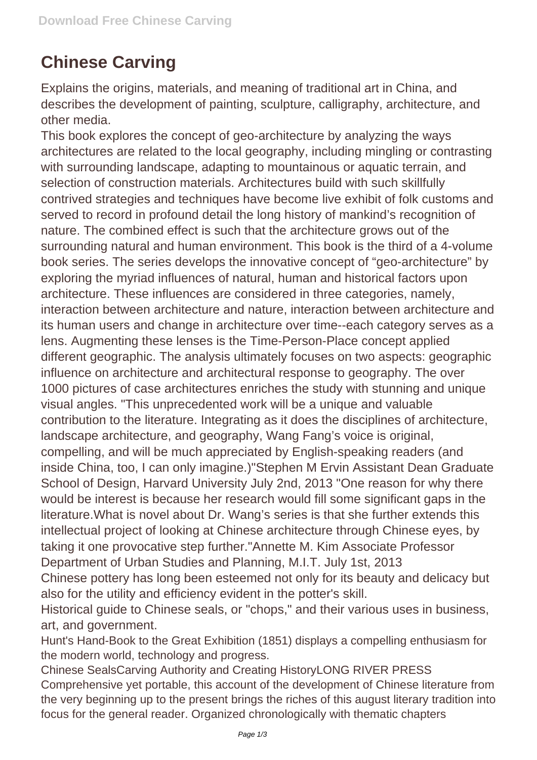# Chinese Carving

Explains the origins, materials, and meaning of traditional art in China, and describes the development of painting, sculpture, calligraphy, architecture, and other media.

This book explores the concept of geo-architecture by analyzing the ways architectures are related to the local geography, including mingling or contrasting with surrounding landscape, adapting to mountainous or aquatic terrain, and selection of construction materials. Architectures build with such skillfully contrived strategies and techniques have become live exhibit of folk customs and served to record in profound detail the long history of mankind's recognition of nature. The combined effect is such that the architecture grows out of the surrounding natural and human environment. This book is the third of a 4-volume book series. The series develops the innovative concept of "geo-architecture" by exploring the myriad influences of natural, human and historical factors upon architecture. These influences are considered in three categories, namely, interaction between architecture and nature, interaction between architecture and its human users and change in architecture over time--each category serves as a lens. Augmenting these lenses is the Time-Person-Place concept applied different geographic. The analysis ultimately focuses on two aspects: geographic influence on architecture and architectural response to geography. The over 1000 pictures of case architectures enriches the study with stunning and unique visual angles. "This unprecedented work will be a unique and valuable contribution to the literature. Integrating as it does the disciplines of architecture, landscape architecture, and geography, Wang Fang's voice is original, compelling, and will be much appreciated by English-speaking readers (and inside China, too, I can only imagine.)"Stephen M Ervin Assistant Dean Graduate School of Design, Harvard University July 2nd, 2013 "One reason for why there would be interest is because her research would fill some significant gaps in the literature.What is novel about Dr. Wang's series is that she further extends this intellectual project of looking at Chinese architecture through Chinese eyes, by taking it one provocative step further."Annette M. Kim Associate Professor Department of Urban Studies and Planning, M.I.T. July 1st, 2013

Chinese pottery has long been esteemed not only for its beauty and delicacy but also for the utility and efficiency evident in the potter's skill.

Historical guide to Chinese seals, or "chops," and their various uses in business, art, and government.

Hunt's Hand-Book to the Great Exhibition (1851) displays a compelling enthusiasm for the modern world, technology and progress.

Chinese SealsCarving Authority and Creating HistoryLONG RIVER PRESS

Comprehensive yet portable, this account of the development of Chinese literature from the very beginning up to the present brings the riches of this august literary tradition into focus for the general reader. Organized chronologically with thematic chapters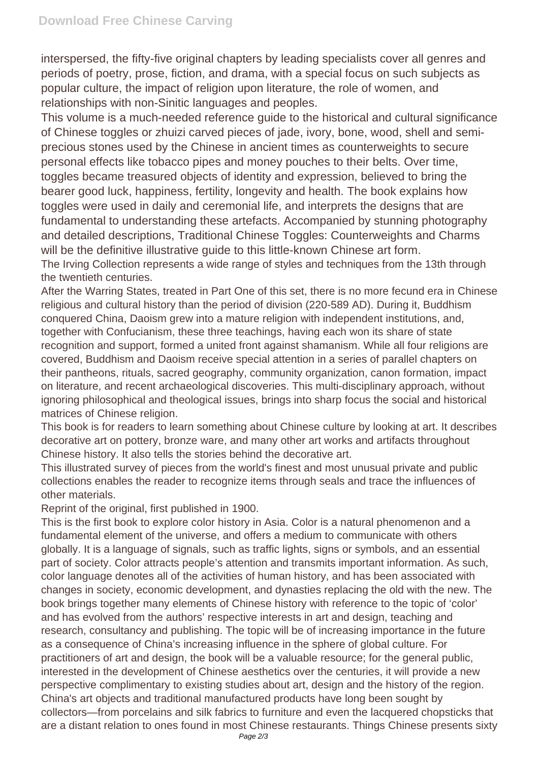interspersed, the fifty-five original chapters by leading specialists cover all genres and periods of poetry, prose, fiction, and drama, with a special focus on such subjects as popular culture, the impact of religion upon literature, the role of women, and relationships with non-Sinitic languages and peoples.

This volume is a much-needed reference guide to the historical and cultural significance of Chinese toggles or zhuizi carved pieces of jade, ivory, bone, wood, shell and semi-precious stones used by the Chinese in ancient times as counterweights to secure personal effects like tobacco pipes and money pouches to their belts. Over time, toggles became treasured objects of identity and expression, believed to bring the bearer good luck, happiness, fertility, longevity and health. The book explains how toggles were used in daily and ceremonial life, and interprets the designs that are fundamental to understanding these artefacts. Accompanied by stunning photography and detailed descriptions, Traditional Chinese Toggles: Counterweights and Charms will be the definitive illustrative guide to this little-known Chinese art form.

The Irving Collection represents a wide range of styles and techniques from the 13th through the twentieth centuries.

After the Warring States, treated in Part One of this set, there is no more fecund era in Chinese religious and cultural history than the period of division (220-589 AD). During it, Buddhism conquered China, Daoism grew into a mature religion with independent institutions, and, together with Confucianism, these three teachings, having each won its share of state recognition and support, formed a united front against shamanism. While all four religions are covered, Buddhism and Daoism receive special attention in a series of parallel chapters on their pantheons, rituals, sacred geography, community organization, canon formation, impact on literature, and recent archaeological discoveries. This multi-disciplinary approach, without ignoring philosophical and theological issues, brings into sharp focus the social and historical matrices of Chinese religion.

This book is for readers to learn something about Chinese culture by looking at art. It describes decorative art on pottery, bronze ware, and many other art works and artifacts throughout Chinese history. It also tells the stories behind the decorative art.

This illustrated survey of pieces from the world's finest and most unusual private and public collections enables the reader to recognize items through seals and trace the influences of other materials.

Reprint of the original, first published in 1900.

This is the first book to explore color history in Asia. Color is a natural phenomenon and a fundamental element of the universe, and offers a medium to communicate with others globally. It is a language of signals, such as traffic lights, signs or symbols, and an essential part of society. Color attracts people's attention and transmits important information. As such, color language denotes all of the activities of human history, and has been associated with changes in society, economic development, and dynasties replacing the old with the new. The book brings together many elements of Chinese history with reference to the topic of 'color' and has evolved from the authors' respective interests in art and design, teaching and research, consultancy and publishing. The topic will be of increasing importance in the future as a consequence of China's increasing influence in the sphere of global culture. For practitioners of art and design, the book will be a valuable resource; for the general public, interested in the development of Chinese aesthetics over the centuries, it will provide a new perspective complimentary to existing studies about art, design and the history of the region.

China's art objects and traditional manufactured products have long been sought by collectors—from porcelains and silk fabrics to furniture and even the lacquered chopsticks that are a distant relation to ones found in most Chinese restaurants. Things Chinese presents sixty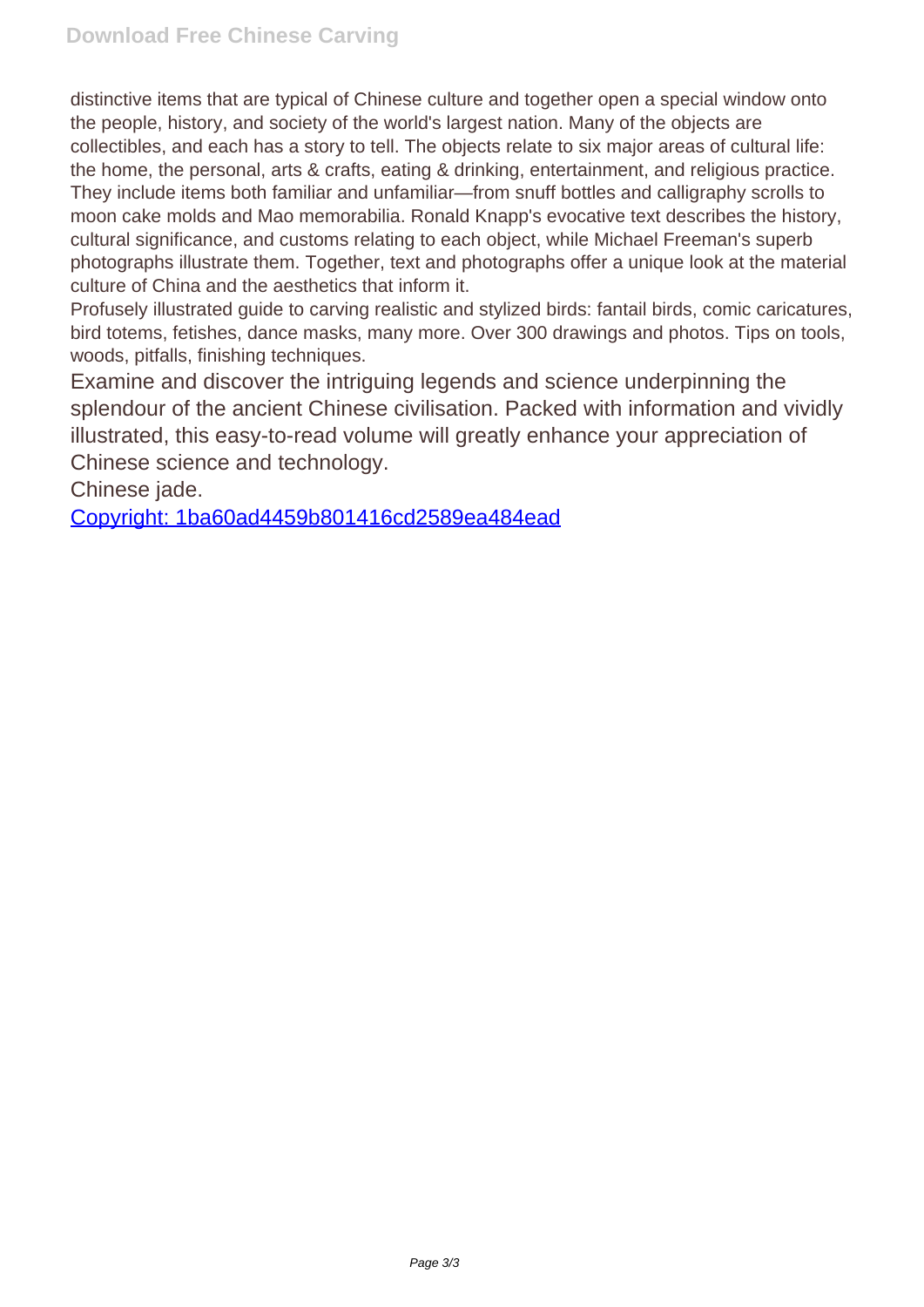distinctive items that are typical of Chinese culture and together open a special window onto the people, history, and society of the world's largest nation. Many of the objects are collectibles, and each has a story to tell. The objects relate to six major areas of cultural life: the home, the personal, arts & crafts, eating & drinking, entertainment, and religious practice. They include items both familiar and unfamiliar—from snuff bottles and calligraphy scrolls to moon cake molds and Mao memorabilia. Ronald Knapp's evocative text describes the history, cultural significance, and customs relating to each object, while Michael Freeman's superb photographs illustrate them. Together, text and photographs offer a unique look at the material culture of China and the aesthetics that inform it.

Profusely illustrated guide to carving realistic and stylized birds: fantail birds, comic caricatures, bird totems, fetishes, dance masks, many more. Over 300 drawings and photos. Tips on tools, woods, pitfalls, finishing techniques.

Examine and discover the intriguing legends and science underpinning the splendour of the ancient Chinese civilisation. Packed with information and vividly illustrated, this easy-to-read volume will greatly enhance your appreciation of Chinese science and technology.

Chinese jade.

Copyright: 1ba60ad4459b801416cd2589ea484ead